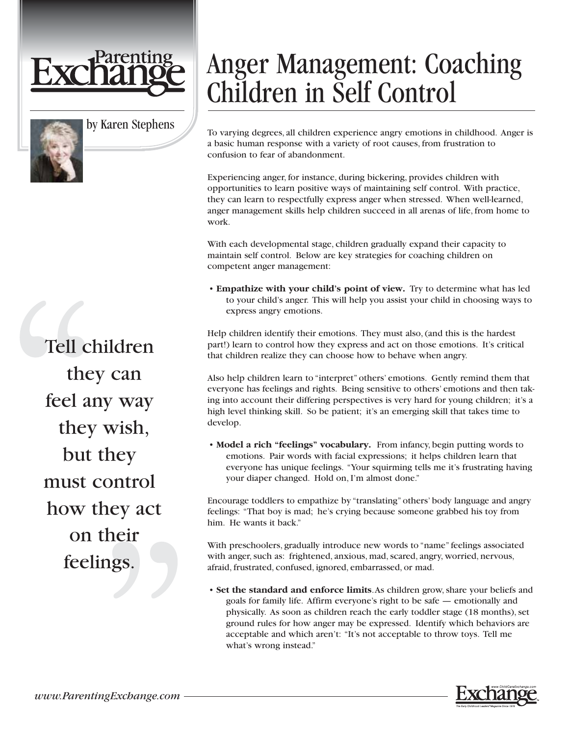Parenting Exchange

by Karen Stephens

# Anger Management: Coaching Children in Self Control

To varying degrees, all children experience angry emotions in childhood. Anger is a basic human response with a variety of root causes, from frustration to confusion to fear of abandonment.

Experiencing anger, for instance, during bickering, provides children with opportunities to learn positive ways of maintaining self control. With practice, they can learn to respectfully express anger when stressed. When well-learned, anger management skills help children succeed in all arenas of life, from home to work.

With each developmental stage, children gradually expand their capacity to maintain self control. Below are key strategies for coaching children on competent anger management:

- **Empathize with your child's point of view.** Try to determine what has led to your child's anger. This will help you assist your child in choosing ways to express angry emotions.

Help children identify their emotions. They must also, (and this is the hardest part!) learn to control how they express and act on those emotions. It's critical that children realize they can choose how to behave when angry.

Also help children learn to "interpret" others' emotions. Gently remind them that everyone has feelings and rights. Being sensitive to others' emotions and then taking into account their differing perspectives is very hard for young children; it's a high level thinking skill. So be patient; it's an emerging skill that takes time to develop.

> "Tell children they can feel any way they wish, but they must control how they act on their feelings."

- **Model a rich "feelings" vocabulary.** From infancy, begin putting words to emotions. Pair words with facial expressions; it helps children learn that everyone has unique feelings. "Your squirming tells me it's frustrating having your diaper changed. Hold on, I'm almost done."

Encourage toddlers to empathize by "translating" others' body language and angry feelings: "That boy is mad; he's crying because someone grabbed his toy from him. He wants it back."

With preschoolers, gradually introduce new words to "name" feelings associated with anger, such as: frightened, anxious, mad, scared, angry, worried, nervous, afraid, frustrated, confused, ignored, embarrassed, or mad.

- **Set the standard and enforce limits.** As children grow, share your beliefs and goals for family life. Affirm everyone's right to be safe — emotionally and physically. As soon as children reach the early toddler stage (18 months), set ground rules for how anger may be expressed. Identify which behaviors are acceptable and which aren't: "It's not acceptable to throw toys. Tell me what's wrong instead."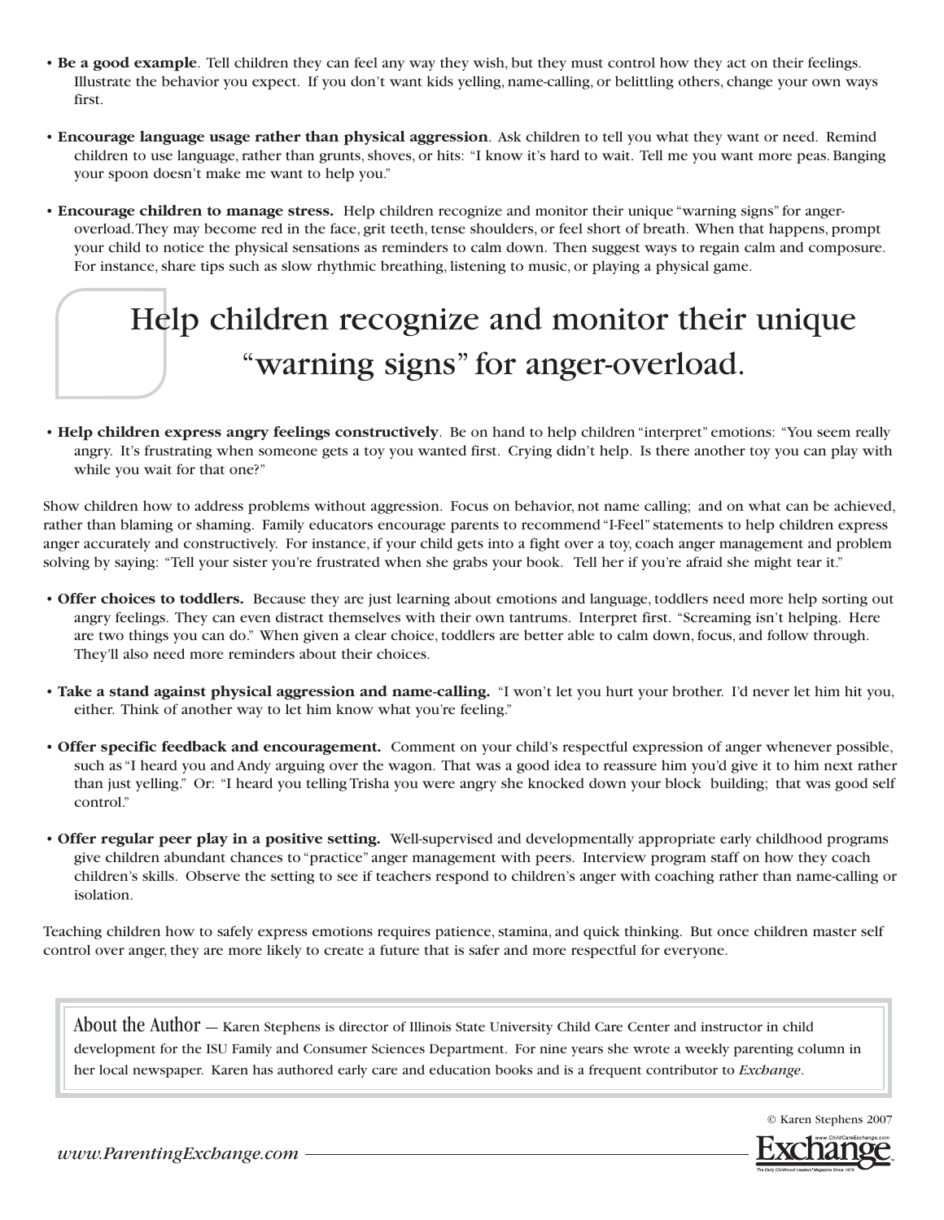- **Be a good example**. Tell children they can feel any way they wish, but they must control how they act on their feelings. Illustrate the behavior you expect. If you don't want kids yelling, name-calling, or belittling others, change your own ways first.

- **Encourage language usage rather than physical aggression**. Ask children to tell you what they want or need. Remind children to use language, rather than grunts, shoves, or hits: "I know it's hard to wait. Tell me you want more peas. Banging your spoon doesn't make me want to help you."

- **Encourage children to manage stress.** Help children recognize and monitor their unique "warning signs" for anger-overload. They may become red in the face, grit teeth, tense shoulders, or feel short of breath. When that happens, prompt your child to notice the physical sensations as reminders to calm down. Then suggest ways to regain calm and composure. For instance, share tips such as slow rhythmic breathing, listening to music, or playing a physical game.

> Help children recognize and monitor their unique "warning signs" for anger-overload.

- **Help children express angry feelings constructively**. Be on hand to help children "interpret" emotions: "You seem really angry. It's frustrating when someone gets a toy you wanted first. Crying didn't help. Is there another toy you can play with while you wait for that one?"

Show children how to address problems without aggression. Focus on behavior, not name calling; and on what can be achieved, rather than blaming or shaming. Family educators encourage parents to recommend "I-Feel" statements to help children express anger accurately and constructively. For instance, if your child gets into a fight over a toy, coach anger management and problem solving by saying: "Tell your sister you're frustrated when she grabs your book. Tell her if you're afraid she might tear it."

- **Offer choices to toddlers.** Because they are just learning about emotions and language, toddlers need more help sorting out angry feelings. They can even distract themselves with their own tantrums. Interpret first. "Screaming isn't helping. Here are two things you can do." When given a clear choice, toddlers are better able to calm down, focus, and follow through. They'll also need more reminders about their choices.

- **Take a stand against physical aggression and name-calling.** "I won't let you hurt your brother. I'd never let him hit you, either. Think of another way to let him know what you're feeling."

- **Offer specific feedback and encouragement.** Comment on your child's respectful expression of anger whenever possible, such as "I heard you and Andy arguing over the wagon. That was a good idea to reassure him you'd give it to him next rather than just yelling." Or: "I heard you telling Trisha you were angry she knocked down your block building; that was good self control."

- **Offer regular peer play in a positive setting.** Well-supervised and developmentally appropriate early childhood programs give children abundant chances to "practice" anger management with peers. Interview program staff on how they coach children's skills. Observe the setting to see if teachers respond to children's anger with coaching rather than name-calling or isolation.

Teaching children how to safely express emotions requires patience, stamina, and quick thinking. But once children master self control over anger, they are more likely to create a future that is safer and more respectful for everyone.

About the Author — Karen Stephens is director of Illinois State University Child Care Center and instructor in child development for the ISU Family and Consumer Sciences Department. For nine years she wrote a weekly parenting column in her local newspaper. Karen has authored early care and education books and is a frequent contributor to *Exchange*.

© Karen Stephens 2007

*www.ParentingExchange.com*